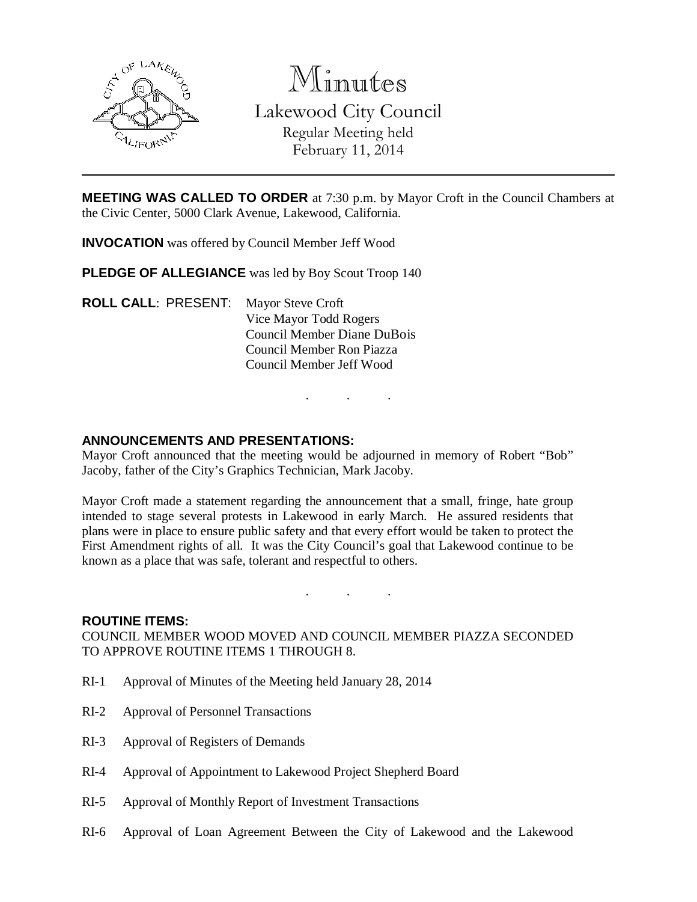# Minutes

## Lakewood City Council

Regular Meeting held
February 11, 2014

---

**MEETING WAS CALLED TO ORDER** at 7:30 p.m. by Mayor Croft in the Council Chambers at the Civic Center, 5000 Clark Avenue, Lakewood, California.

**INVOCATION** was offered by Council Member Jeff Wood

**PLEDGE OF ALLEGIANCE** was led by Boy Scout Troop 140

**ROLL CALL**: PRESENT: Mayor Steve Croft
Vice Mayor Todd Rogers
Council Member Diane DuBois
Council Member Ron Piazza
Council Member Jeff Wood

. . .

**ANNOUNCEMENTS AND PRESENTATIONS:**

Mayor Croft announced that the meeting would be adjourned in memory of Robert "Bob" Jacoby, father of the City's Graphics Technician, Mark Jacoby.

Mayor Croft made a statement regarding the announcement that a small, fringe, hate group intended to stage several protests in Lakewood in early March. He assured residents that plans were in place to ensure public safety and that every effort would be taken to protect the First Amendment rights of all. It was the City Council's goal that Lakewood continue to be known as a place that was safe, tolerant and respectful to others.

. . .

**ROUTINE ITEMS:**

COUNCIL MEMBER WOOD MOVED AND COUNCIL MEMBER PIAZZA SECONDED TO APPROVE ROUTINE ITEMS 1 THROUGH 8.

RI-1 Approval of Minutes of the Meeting held January 28, 2014

RI-2 Approval of Personnel Transactions

RI-3 Approval of Registers of Demands

RI-4 Approval of Appointment to Lakewood Project Shepherd Board

RI-5 Approval of Monthly Report of Investment Transactions

RI-6 Approval of Loan Agreement Between the City of Lakewood and the Lakewood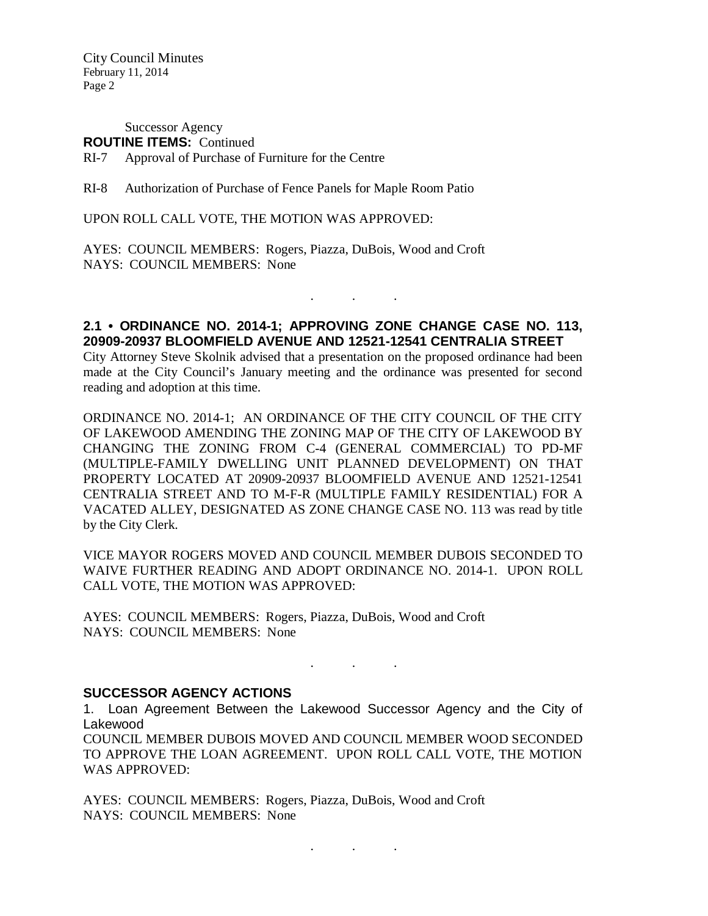Successor Agency

**ROUTINE ITEMS:** Continued

RI-7 Approval of Purchase of Furniture for the Centre

RI-8 Authorization of Purchase of Fence Panels for Maple Room Patio

UPON ROLL CALL VOTE, THE MOTION WAS APPROVED:

AYES: COUNCIL MEMBERS: Rogers, Piazza, DuBois, Wood and Croft
NAYS: COUNCIL MEMBERS: None

. . .

**2.1 • ORDINANCE NO. 2014-1; APPROVING ZONE CHANGE CASE NO. 113, 20909-20937 BLOOMFIELD AVENUE AND 12521-12541 CENTRALIA STREET**

City Attorney Steve Skolnik advised that a presentation on the proposed ordinance had been made at the City Council's January meeting and the ordinance was presented for second reading and adoption at this time.

ORDINANCE NO. 2014-1; AN ORDINANCE OF THE CITY COUNCIL OF THE CITY OF LAKEWOOD AMENDING THE ZONING MAP OF THE CITY OF LAKEWOOD BY CHANGING THE ZONING FROM C-4 (GENERAL COMMERCIAL) TO PD-MF (MULTIPLE-FAMILY DWELLING UNIT PLANNED DEVELOPMENT) ON THAT PROPERTY LOCATED AT 20909-20937 BLOOMFIELD AVENUE AND 12521-12541 CENTRALIA STREET AND TO M-F-R (MULTIPLE FAMILY RESIDENTIAL) FOR A VACATED ALLEY, DESIGNATED AS ZONE CHANGE CASE NO. 113 was read by title by the City Clerk.

VICE MAYOR ROGERS MOVED AND COUNCIL MEMBER DUBOIS SECONDED TO WAIVE FURTHER READING AND ADOPT ORDINANCE NO. 2014-1. UPON ROLL CALL VOTE, THE MOTION WAS APPROVED:

AYES: COUNCIL MEMBERS: Rogers, Piazza, DuBois, Wood and Croft
NAYS: COUNCIL MEMBERS: None

. . .

**SUCCESSOR AGENCY ACTIONS**

1. Loan Agreement Between the Lakewood Successor Agency and the City of Lakewood

COUNCIL MEMBER DUBOIS MOVED AND COUNCIL MEMBER WOOD SECONDED TO APPROVE THE LOAN AGREEMENT. UPON ROLL CALL VOTE, THE MOTION WAS APPROVED:

AYES: COUNCIL MEMBERS: Rogers, Piazza, DuBois, Wood and Croft
NAYS: COUNCIL MEMBERS: None

. . .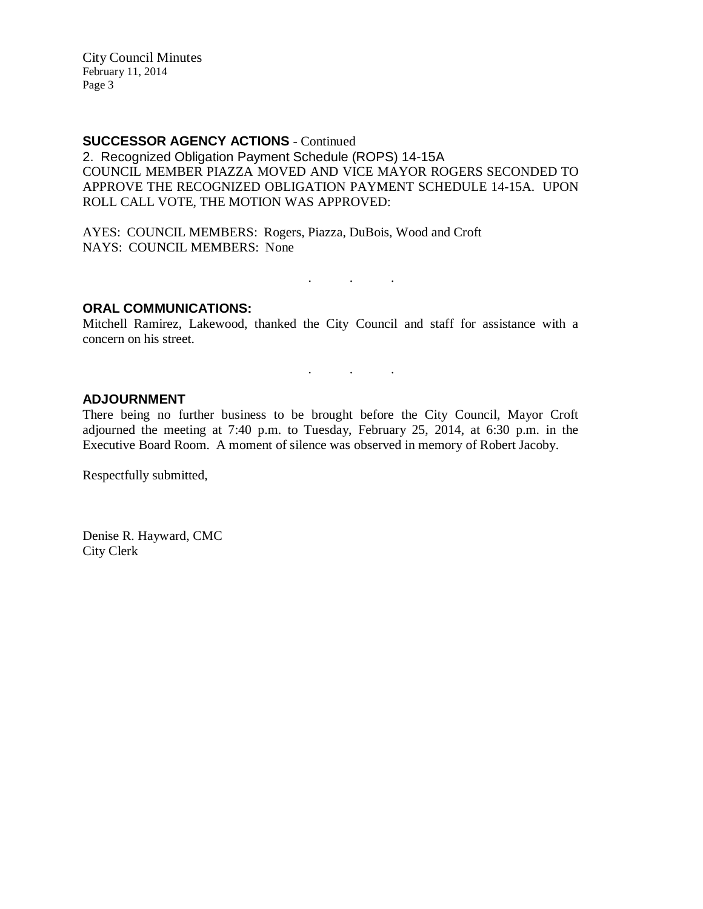**SUCCESSOR AGENCY ACTIONS** - Continued

2. Recognized Obligation Payment Schedule (ROPS) 14-15A

COUNCIL MEMBER PIAZZA MOVED AND VICE MAYOR ROGERS SECONDED TO APPROVE THE RECOGNIZED OBLIGATION PAYMENT SCHEDULE 14-15A. UPON ROLL CALL VOTE, THE MOTION WAS APPROVED:

AYES: COUNCIL MEMBERS: Rogers, Piazza, DuBois, Wood and Croft
NAYS: COUNCIL MEMBERS: None

. . .

**ORAL COMMUNICATIONS:**

Mitchell Ramirez, Lakewood, thanked the City Council and staff for assistance with a concern on his street.

. . .

**ADJOURNMENT**

There being no further business to be brought before the City Council, Mayor Croft adjourned the meeting at 7:40 p.m. to Tuesday, February 25, 2014, at 6:30 p.m. in the Executive Board Room. A moment of silence was observed in memory of Robert Jacoby.

Respectfully submitted,

Denise R. Hayward, CMC
City Clerk